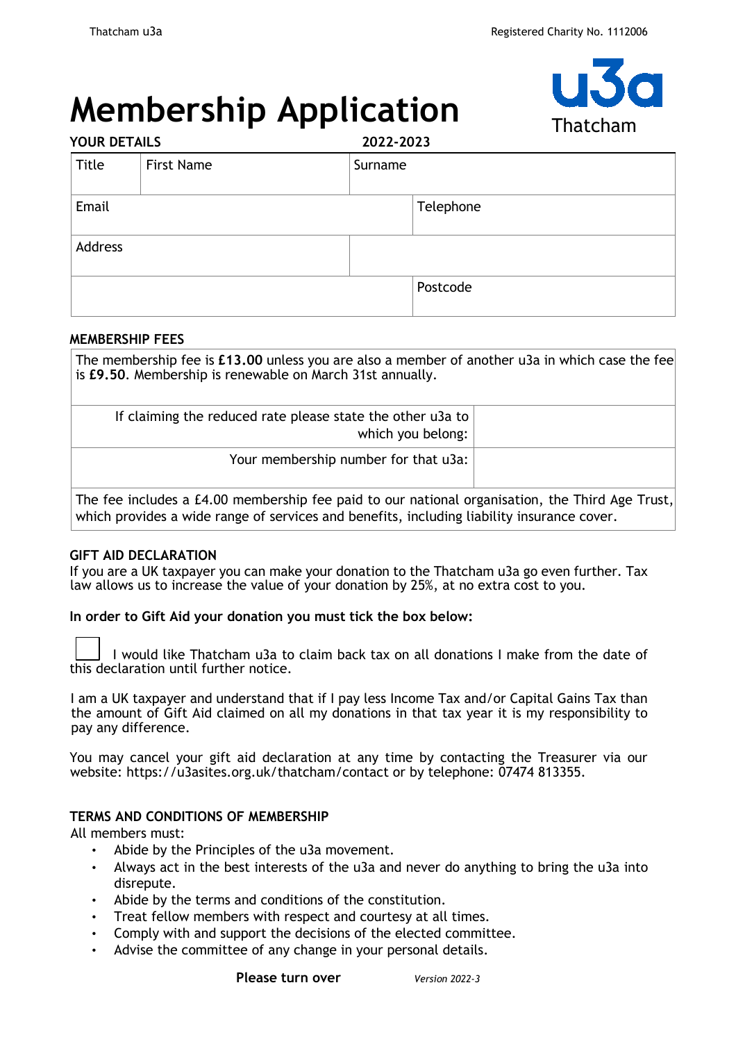# Membership Application

Thatcham

**YOUR DETAILS** **2022-2023**

| Title | First Name | Surname | |
|---|---|---|---|
| Email | | Telephone | |
| Address | | | |
| | | Postcode | |

**MEMBERSHIP FEES**

The membership fee is **£13.00** unless you are also a member of another u3a in which case the fee is **£9.50**. Membership is renewable on March 31st annually.

| | |
|---|---|
| If claiming the reduced rate please state the other u3a to which you belong: | |
| Your membership number for that u3a: | |

The fee includes a £4.00 membership fee paid to our national organisation, the Third Age Trust, which provides a wide range of services and benefits, including liability insurance cover.

**GIFT AID DECLARATION**

If you are a UK taxpayer you can make your donation to the Thatcham u3a go even further. Tax law allows us to increase the value of your donation by 25%, at no extra cost to you.

**In order to Gift Aid your donation you must tick the box below:**

☐ I would like Thatcham u3a to claim back tax on all donations I make from the date of this declaration until further notice.

I am a UK taxpayer and understand that if I pay less Income Tax and/or Capital Gains Tax than the amount of Gift Aid claimed on all my donations in that tax year it is my responsibility to pay any difference.

You may cancel your gift aid declaration at any time by contacting the Treasurer via our website: https://u3asites.org.uk/thatcham/contact or by telephone: 07474 813355.

**TERMS AND CONDITIONS OF MEMBERSHIP**

All members must:

- Abide by the Principles of the u3a movement.
- Always act in the best interests of the u3a and never do anything to bring the u3a into disrepute.
- Abide by the terms and conditions of the constitution.
- Treat fellow members with respect and courtesy at all times.
- Comply with and support the decisions of the elected committee.
- Advise the committee of any change in your personal details.

**Please turn over** *Version 2022-3*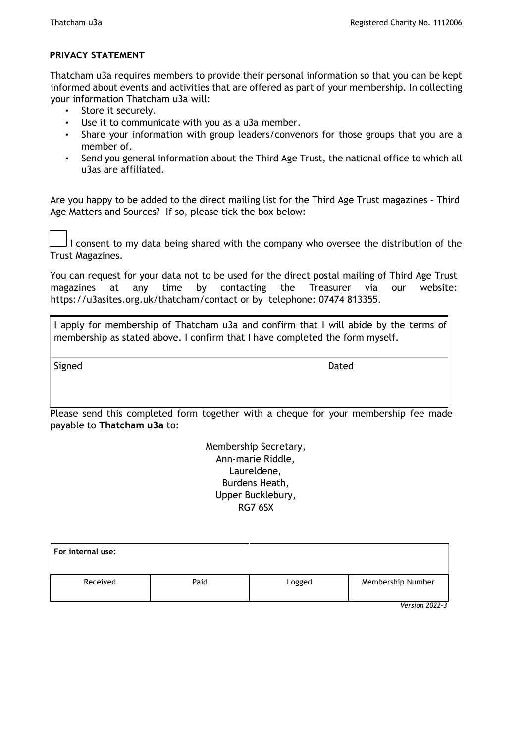## PRIVACY STATEMENT

Thatcham u3a requires members to provide their personal information so that you can be kept informed about events and activities that are offered as part of your membership. In collecting your information Thatcham u3a will:

- Store it securely.
- Use it to communicate with you as a u3a member.
- Share your information with group leaders/convenors for those groups that you are a member of.
- Send you general information about the Third Age Trust, the national office to which all u3as are affiliated.

Are you happy to be added to the direct mailing list for the Third Age Trust magazines – Third Age Matters and Sources? If so, please tick the box below:

☐ I consent to my data being shared with the company who oversee the distribution of the Trust Magazines.

You can request for your data not to be used for the direct postal mailing of Third Age Trust magazines at any time by contacting the Treasurer via our website: https://u3asites.org.uk/thatcham/contact or by telephone: 07474 813355.

| | |
|---|---|
| I apply for membership of Thatcham u3a and confirm that I will abide by the terms of membership as stated above. I confirm that I have completed the form myself. | |
| Signed | Dated |

Please send this completed form together with a cheque for your membership fee made payable to **Thatcham u3a** to:

Membership Secretary,
Ann-marie Riddle,
Laureldene,
Burdens Heath,
Upper Bucklebury,
RG7 6SX

| **For internal use:** | | | |
|---|---|---|---|
| Received | Paid | Logged | Membership Number |

*Version 2022-3*